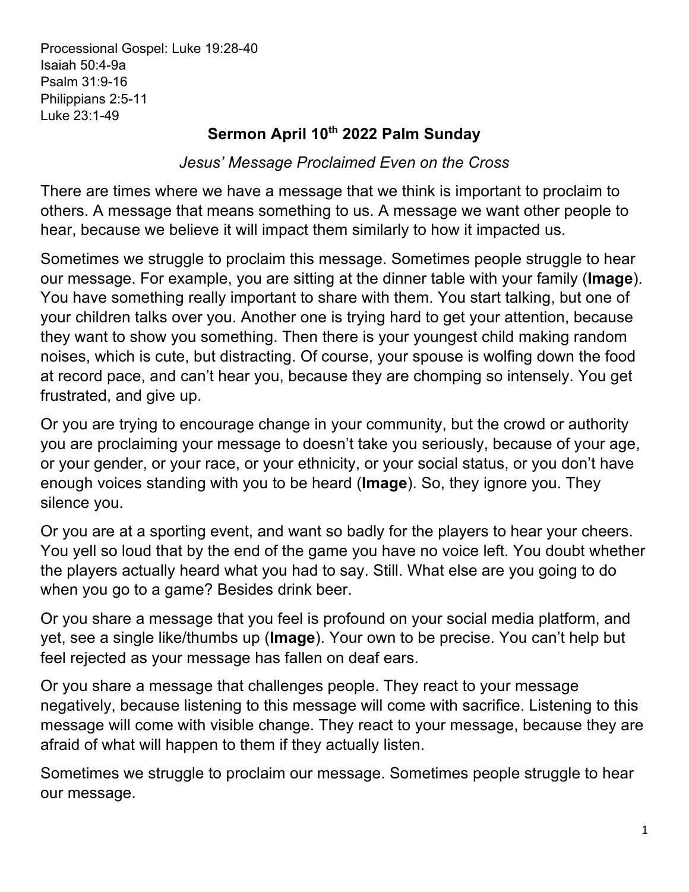Processional Gospel: Luke 19:28-40
Isaiah 50:4-9a
Psalm 31:9-16
Philippians 2:5-11
Luke 23:1-49

# Sermon April 10th 2022 Palm Sunday

*Jesus' Message Proclaimed Even on the Cross*

There are times where we have a message that we think is important to proclaim to others. A message that means something to us. A message we want other people to hear, because we believe it will impact them similarly to how it impacted us.

Sometimes we struggle to proclaim this message. Sometimes people struggle to hear our message. For example, you are sitting at the dinner table with your family (**Image**). You have something really important to share with them. You start talking, but one of your children talks over you. Another one is trying hard to get your attention, because they want to show you something. Then there is your youngest child making random noises, which is cute, but distracting. Of course, your spouse is wolfing down the food at record pace, and can't hear you, because they are chomping so intensely. You get frustrated, and give up.

Or you are trying to encourage change in your community, but the crowd or authority you are proclaiming your message to doesn't take you seriously, because of your age, or your gender, or your race, or your ethnicity, or your social status, or you don't have enough voices standing with you to be heard (**Image**). So, they ignore you. They silence you.

Or you are at a sporting event, and want so badly for the players to hear your cheers. You yell so loud that by the end of the game you have no voice left. You doubt whether the players actually heard what you had to say. Still. What else are you going to do when you go to a game? Besides drink beer.

Or you share a message that you feel is profound on your social media platform, and yet, see a single like/thumbs up (**Image**). Your own to be precise. You can't help but feel rejected as your message has fallen on deaf ears.

Or you share a message that challenges people. They react to your message negatively, because listening to this message will come with sacrifice. Listening to this message will come with visible change. They react to your message, because they are afraid of what will happen to them if they actually listen.

Sometimes we struggle to proclaim our message. Sometimes people struggle to hear our message.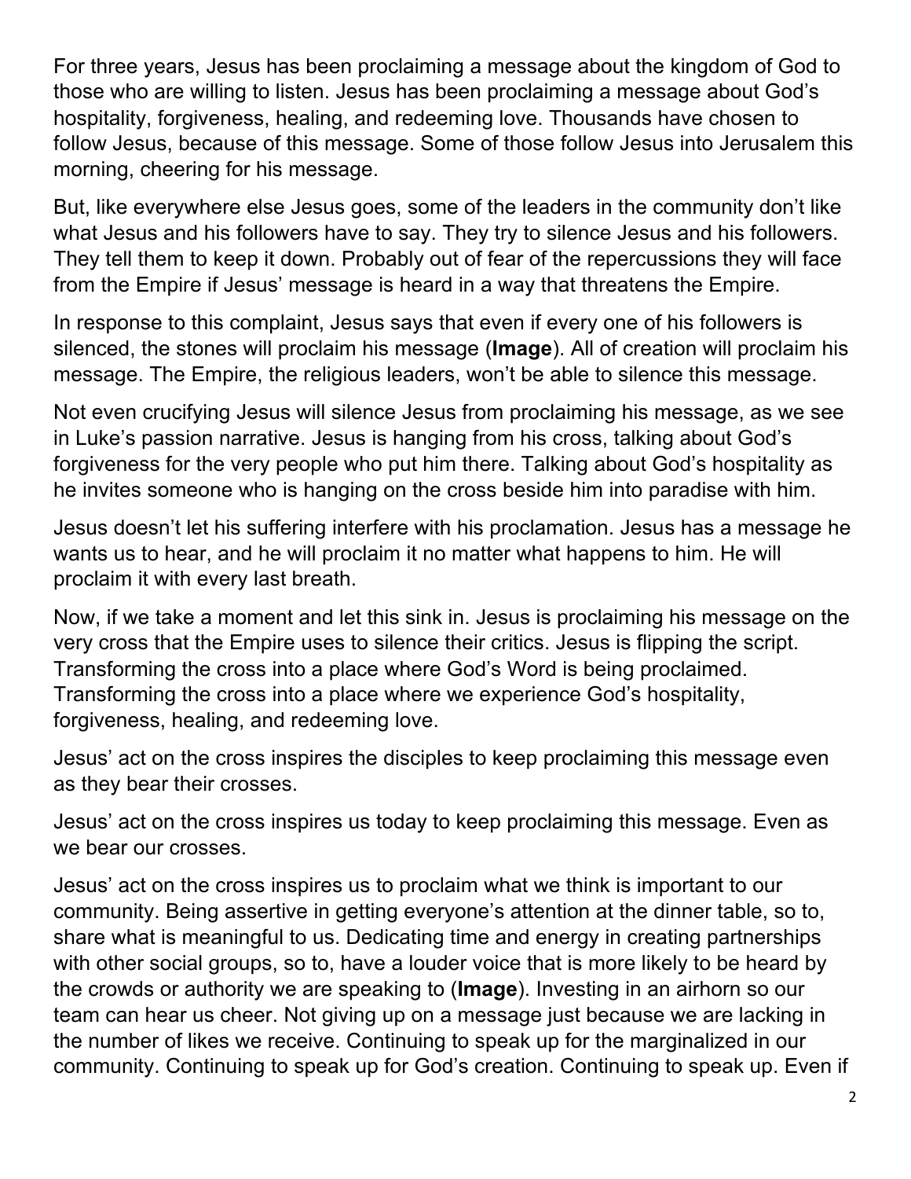For three years, Jesus has been proclaiming a message about the kingdom of God to those who are willing to listen. Jesus has been proclaiming a message about God's hospitality, forgiveness, healing, and redeeming love. Thousands have chosen to follow Jesus, because of this message. Some of those follow Jesus into Jerusalem this morning, cheering for his message.

But, like everywhere else Jesus goes, some of the leaders in the community don't like what Jesus and his followers have to say. They try to silence Jesus and his followers. They tell them to keep it down. Probably out of fear of the repercussions they will face from the Empire if Jesus' message is heard in a way that threatens the Empire.

In response to this complaint, Jesus says that even if every one of his followers is silenced, the stones will proclaim his message (**Image**). All of creation will proclaim his message. The Empire, the religious leaders, won't be able to silence this message.

Not even crucifying Jesus will silence Jesus from proclaiming his message, as we see in Luke's passion narrative. Jesus is hanging from his cross, talking about God's forgiveness for the very people who put him there. Talking about God's hospitality as he invites someone who is hanging on the cross beside him into paradise with him.

Jesus doesn't let his suffering interfere with his proclamation. Jesus has a message he wants us to hear, and he will proclaim it no matter what happens to him. He will proclaim it with every last breath.

Now, if we take a moment and let this sink in. Jesus is proclaiming his message on the very cross that the Empire uses to silence their critics. Jesus is flipping the script. Transforming the cross into a place where God's Word is being proclaimed. Transforming the cross into a place where we experience God's hospitality, forgiveness, healing, and redeeming love.

Jesus' act on the cross inspires the disciples to keep proclaiming this message even as they bear their crosses.

Jesus' act on the cross inspires us today to keep proclaiming this message. Even as we bear our crosses.

Jesus' act on the cross inspires us to proclaim what we think is important to our community. Being assertive in getting everyone's attention at the dinner table, so to, share what is meaningful to us. Dedicating time and energy in creating partnerships with other social groups, so to, have a louder voice that is more likely to be heard by the crowds or authority we are speaking to (**Image**). Investing in an airhorn so our team can hear us cheer. Not giving up on a message just because we are lacking in the number of likes we receive. Continuing to speak up for the marginalized in our community. Continuing to speak up for God's creation. Continuing to speak up. Even if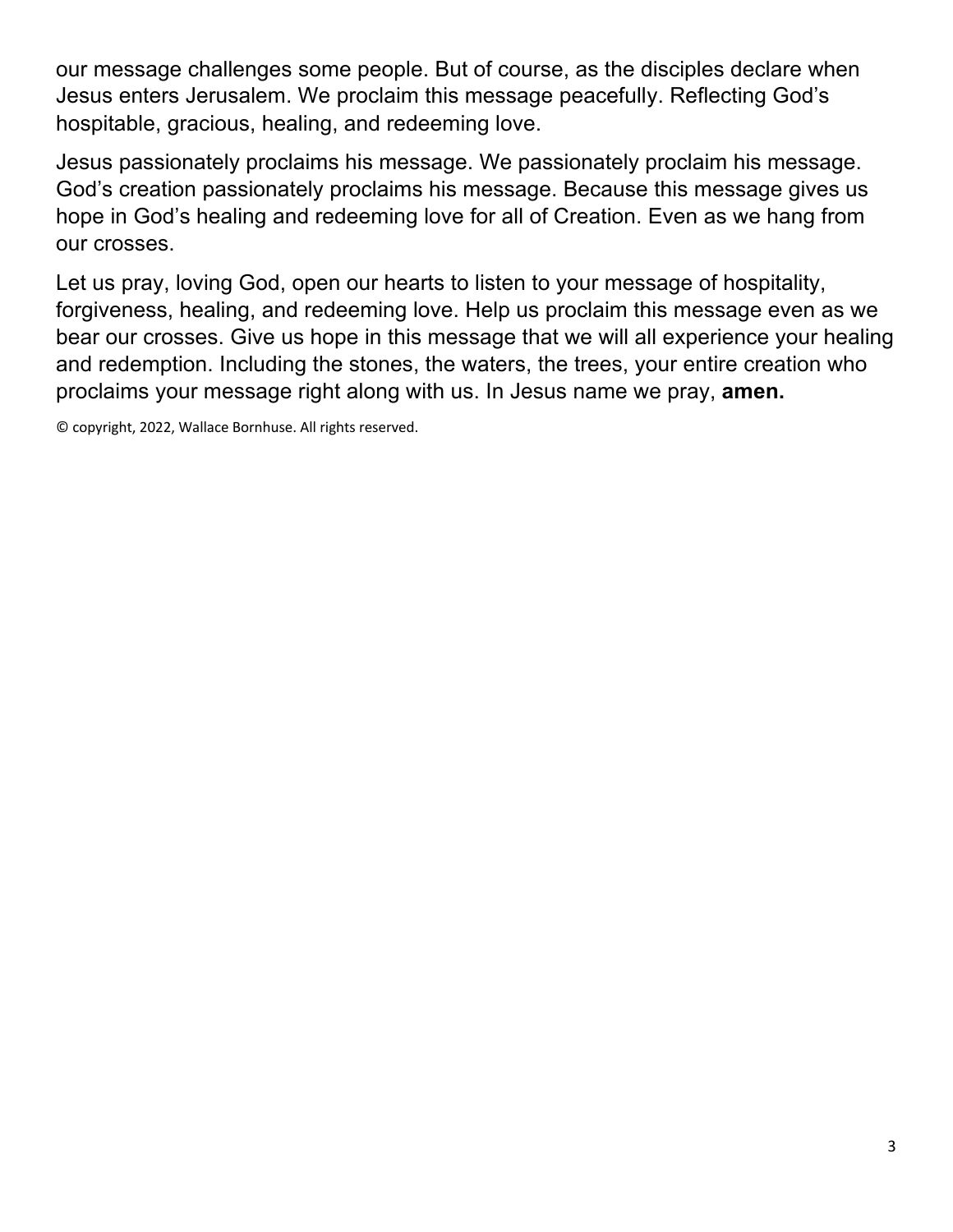our message challenges some people. But of course, as the disciples declare when Jesus enters Jerusalem. We proclaim this message peacefully. Reflecting God's hospitable, gracious, healing, and redeeming love.

Jesus passionately proclaims his message. We passionately proclaim his message. God's creation passionately proclaims his message. Because this message gives us hope in God's healing and redeeming love for all of Creation. Even as we hang from our crosses.

Let us pray, loving God, open our hearts to listen to your message of hospitality, forgiveness, healing, and redeeming love. Help us proclaim this message even as we bear our crosses. Give us hope in this message that we will all experience your healing and redemption. Including the stones, the waters, the trees, your entire creation who proclaims your message right along with us. In Jesus name we pray, **amen.**

© copyright, 2022, Wallace Bornhuse. All rights reserved.